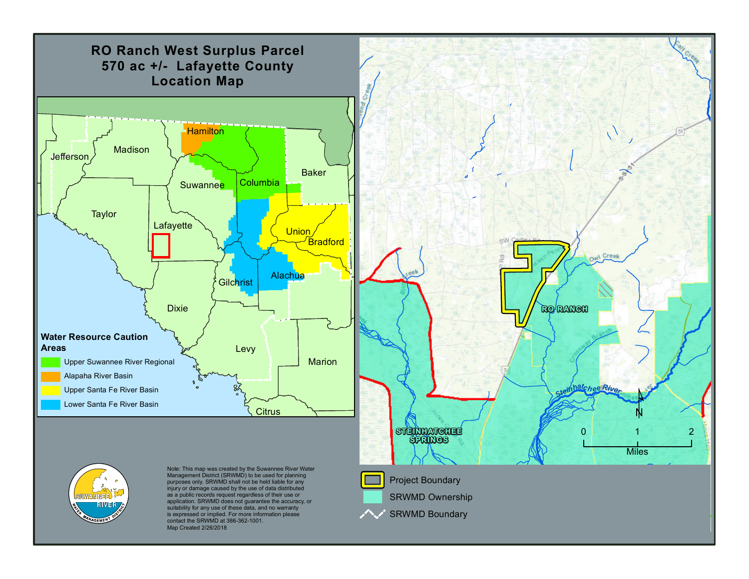# RO Ranch West Surplus Parcel
# 570 ac +/- Lafayette County
# Location Map

**Water Resource Caution Areas**

- Upper Suwannee River Regional
- Alapaha River Basin
- Upper Santa Fe River Basin
- Lower Santa Fe River Basin

Jefferson, Madison, Hamilton, Columbia, Baker, Suwannee, Taylor, Lafayette, Union, Bradford, Gilchrist, Alachua, Dixie, Levy, Marion, Citrus

RO RANCH

STEINHATCHEE SPRINGS

Steinhatchee River

Owl Creek

0 1 2 Miles

- Project Boundary
- SRWMD Ownership
- SRWMD Boundary

SUWANNEE RIVER WATER MANAGEMENT DISTRICT

Note: This map was created by the Suwannee River Water Management District (SRWMD) to be used for planning purposes only. SRWMD shall not be held liable for any injury or damage caused by the use of data distributed as a public records request regardless of their use or application. SRWMD does not guarantee the accuracy, or suitability for any use of these data, and no warranty is expressed or implied. For more information please contact the SRWMD at 386-362-1001.
Map Created 2/26/2018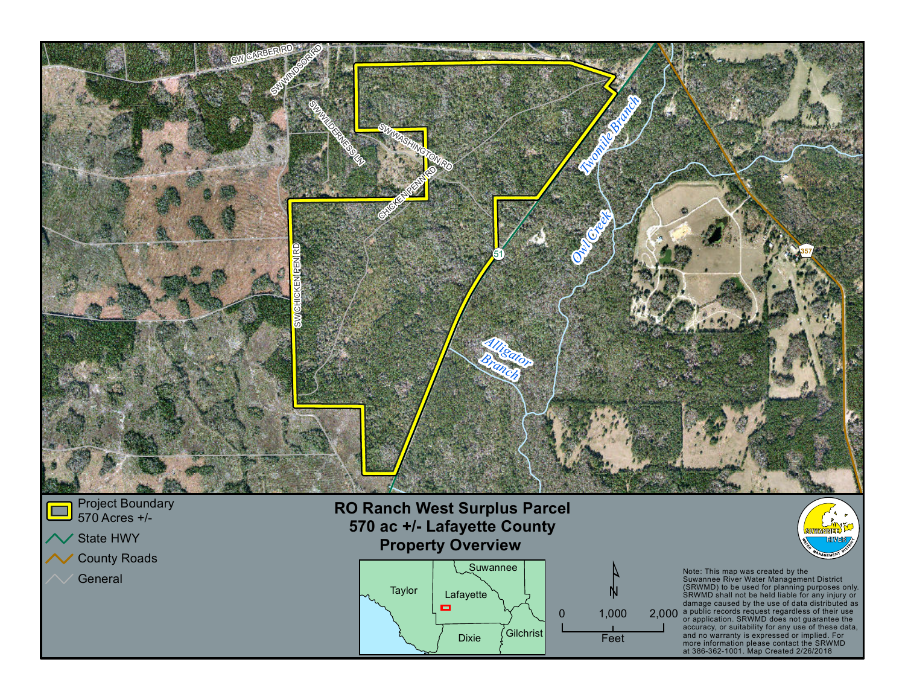SW CARBER RD

SW WINDSOR RD

SW WILDERNESS LN

SW WASHINGTON RD

CHICKEN PENN RD

SW CHICKEN PEN RD

Twomile Branch

Owl Creek

Alligator Branch

51

357

Project Boundary 570 Acres +/-

State HWY

County Roads

General

# RO Ranch West Surplus Parcel
# 570 ac +/- Lafayette County
# Property Overview

Suwannee

Taylor

Lafayette

Dixie

Gilchrist

N

0 1,000 2,000

Feet

SUWANNEE RIVER WATER MANAGEMENT DISTRICT

Note: This map was created by the Suwannee River Water Management District (SRWMD) to be used for planning purposes only. SRWMD shall not be held liable for any injury or damage caused by the use of data distributed as a public records request regardless of their use or application. SRWMD does not guarantee the accuracy, or suitability for any use of these data, and no warranty is expressed or implied. For more information please contact the SRWMD at 386-362-1001. Map Created 2/26/2018